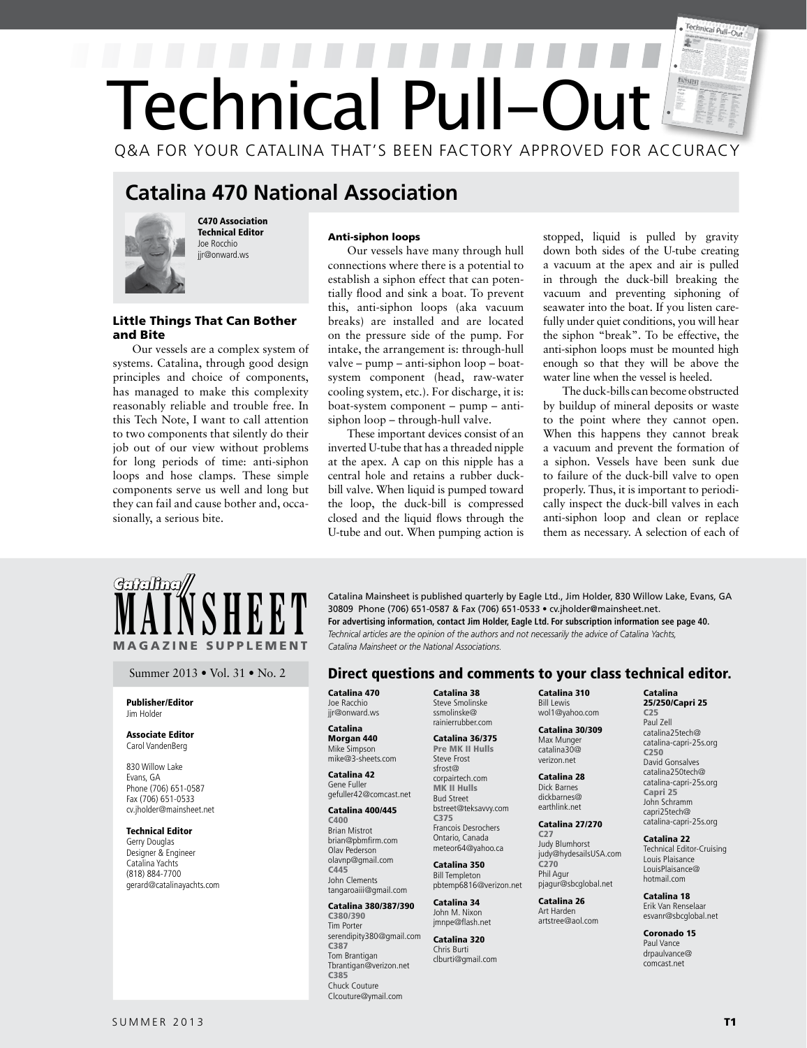# Technical Pull–Out

Q&A FOR YOUR CATALINA THAT'S BEEN FACTORY APPROVED FOR ACCURACY

## Catalina 470 National Association

**C470 Association Technical Editor**
Joe Rocchio
jjr@onward.ws

### Little Things That Can Bother and Bite

Our vessels are a complex system of systems. Catalina, through good design principles and choice of components, has managed to make this complexity reasonably reliable and trouble free. In this Tech Note, I want to call attention to two components that silently do their job out of our view without problems for long periods of time: anti-siphon loops and hose clamps. These simple components serve us well and long but they can fail and cause bother and, occasionally, a serious bite.

**Anti-siphon loops**

Our vessels have many through hull connections where there is a potential to establish a siphon effect that can potentially flood and sink a boat. To prevent this, anti-siphon loops (aka vacuum breaks) are installed and are located on the pressure side of the pump. For intake, the arrangement is: through-hull valve – pump – anti-siphon loop – boat-system component (head, raw-water cooling system, etc.). For discharge, it is: boat-system component – pump – anti-siphon loop – through-hull valve.

These important devices consist of an inverted U-tube that has a threaded nipple at the apex. A cap on this nipple has a central hole and retains a rubber duck-bill valve. When liquid is pumped toward the loop, the duck-bill is compressed closed and the liquid flows through the U-tube and out. When pumping action is stopped, liquid is pulled by gravity down both sides of the U-tube creating a vacuum at the apex and air is pulled in through the duck-bill breaking the vacuum and preventing siphoning of seawater into the boat. If you listen carefully under quiet conditions, you will hear the siphon "break". To be effective, the anti-siphon loops must be mounted high enough so that they will be above the water line when the vessel is heeled.

The duck-bills can become obstructed by buildup of mineral deposits or waste to the point where they cannot open. When this happens they cannot break a vacuum and prevent the formation of a siphon. Vessels have been sunk due to failure of the duck-bill valve to open properly. Thus, it is important to periodically inspect the duck-bill valves in each anti-siphon loop and clean or replace them as necessary. A selection of each of

---

**Catalina Mainsheet Magazine Supplement**

Summer 2013 • Vol. 31 • No. 2

**Publisher/Editor**
Jim Holder

**Associate Editor**
Carol VandenBerg

830 Willow Lake
Evans, GA
Phone (706) 651-0587
Fax (706) 651-0533
cv.jholder@mainsheet.net

**Technical Editor**
Gerry Douglas
Designer & Engineer
Catalina Yachts
(818) 884-7700
gerard@catalinayachts.com

Catalina Mainsheet is published quarterly by Eagle Ltd., Jim Holder, 830 Willow Lake, Evans, GA 30809 Phone (706) 651-0587 & Fax (706) 651-0533 • cv.jholder@mainsheet.net.
**For advertising information, contact Jim Holder, Eagle Ltd. For subscription information see page 40.**
*Technical articles are the opinion of the authors and not necessarily the advice of Catalina Yachts, Catalina Mainsheet or the National Associations.*

### Direct questions and comments to your class technical editor.

**Catalina 470**
Joe Rocchio
jjr@onward.ws

**Catalina Morgan 440**
Mike Simpson
mike@3-sheets.com

**Catalina 42**
Gene Fuller
gefuller42@comcast.net

**Catalina 400/445**
C400
Brian Mistrot
brian@pbmfirm.com
Olav Pederson
olavnp@gmail.com
C445
John Clements
tangaroaiii@gmail.com

**Catalina 380/387/390**
C380/390
Tim Porter
serendipity380@gmail.com
C387
Tom Brantigan
Tbrantigan@verizon.net
C385
Chuck Couture
Clcouture@ymail.com

**Catalina 38**
Steve Smolinske
ssmolinske@rainierrubber.com

**Catalina 36/375**
Pre MK II Hulls
Steve Frost
sfrost@corpairtech.com
MK II Hulls
Bud Street
bstreet@teksavvy.com
C375
Francois Desrochers
Ontario, Canada
meteor64@yahoo.ca

**Catalina 350**
Bill Templeton
pbtemp6816@verizon.net

**Catalina 34**
John M. Nixon
jmnpe@flash.net

**Catalina 320**
Chris Burti
clburti@gmail.com

**Catalina 310**
Bill Lewis
wol1@yahoo.com

**Catalina 30/309**
Max Munger
catalina30@verizon.net

**Catalina 28**
Dick Barnes
dickbarnes@earthlink.net

**Catalina 27/270**
C27
Judy Blumhorst
judy@hydesailsUSA.com
C270
Phil Agur
pjagur@sbcglobal.net

**Catalina 26**
Art Harden
artstree@aol.com

**Catalina 25/250/Capri 25**
C25
Paul Zell
catalina25tech@catalina-capri-25s.org
C250
David Gonsalves
catalina250tech@catalina-capri-25s.org
Capri 25
John Schramm
capri25tech@catalina-capri-25s.org

**Catalina 22**
Technical Editor-Cruising
Louis Plaisance
LouisPlaisance@hotmail.com

**Catalina 18**
Erik Van Renselaar
esvanr@sbcglobal.net

**Coronado 15**
Paul Vance
drpaulvance@comcast.net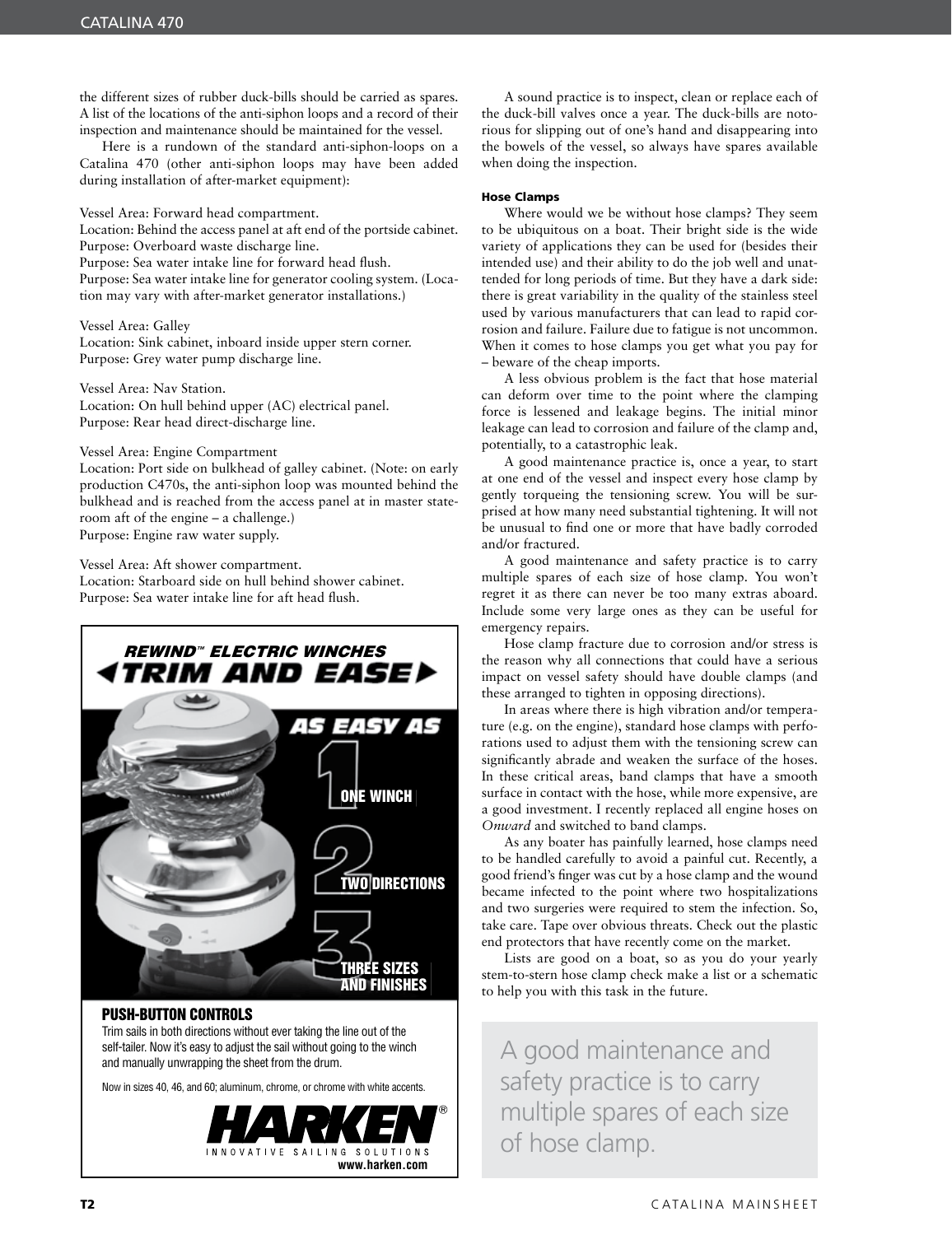the different sizes of rubber duck-bills should be carried as spares. A list of the locations of the anti-siphon loops and a record of their inspection and maintenance should be maintained for the vessel.

Here is a rundown of the standard anti-siphon-loops on a Catalina 470 (other anti-siphon loops may have been added during installation of after-market equipment):

Vessel Area: Forward head compartment.
Location: Behind the access panel at aft end of the portside cabinet.
Purpose: Overboard waste discharge line.
Purpose: Sea water intake line for forward head flush.
Purpose: Sea water intake line for generator cooling system. (Location may vary with after-market generator installations.)

Vessel Area: Galley
Location: Sink cabinet, inboard inside upper stern corner.
Purpose: Grey water pump discharge line.

Vessel Area: Nav Station.
Location: On hull behind upper (AC) electrical panel.
Purpose: Rear head direct-discharge line.

Vessel Area: Engine Compartment
Location: Port side on bulkhead of galley cabinet. (Note: on early production C470s, the anti-siphon loop was mounted behind the bulkhead and is reached from the access panel at in master stateroom aft of the engine – a challenge.)
Purpose: Engine raw water supply.

Vessel Area: Aft shower compartment.
Location: Starboard side on hull behind shower cabinet.
Purpose: Sea water intake line for aft head flush.

REWIND™ ELECTRIC WINCHES
◀TRIM AND EASE▶
AS EASY AS
1 ONE WINCH
2 TWO DIRECTIONS
3 THREE SIZES AND FINISHES

**PUSH-BUTTON CONTROLS**
Trim sails in both directions without ever taking the line out of the self-tailer. Now it's easy to adjust the sail without going to the winch and manually unwrapping the sheet from the drum.

Now in sizes 40, 46, and 60; aluminum, chrome, or chrome with white accents.

HARKEN®
INNOVATIVE SAILING SOLUTIONS
www.harken.com

A sound practice is to inspect, clean or replace each of the duck-bill valves once a year. The duck-bills are notorious for slipping out of one's hand and disappearing into the bowels of the vessel, so always have spares available when doing the inspection.

### Hose Clamps

Where would we be without hose clamps? They seem to be ubiquitous on a boat. Their bright side is the wide variety of applications they can be used for (besides their intended use) and their ability to do the job well and unattended for long periods of time. But they have a dark side: there is great variability in the quality of the stainless steel used by various manufacturers that can lead to rapid corrosion and failure. Failure due to fatigue is not uncommon. When it comes to hose clamps you get what you pay for – beware of the cheap imports.

A less obvious problem is the fact that hose material can deform over time to the point where the clamping force is lessened and leakage begins. The initial minor leakage can lead to corrosion and failure of the clamp and, potentially, to a catastrophic leak.

A good maintenance practice is, once a year, to start at one end of the vessel and inspect every hose clamp by gently torqueing the tensioning screw. You will be surprised at how many need substantial tightening. It will not be unusual to find one or more that have badly corroded and/or fractured.

A good maintenance and safety practice is to carry multiple spares of each size of hose clamp. You won't regret it as there can never be too many extras aboard. Include some very large ones as they can be useful for emergency repairs.

Hose clamp fracture due to corrosion and/or stress is the reason why all connections that could have a serious impact on vessel safety should have double clamps (and these arranged to tighten in opposing directions).

In areas where there is high vibration and/or temperature (e.g. on the engine), standard hose clamps with perforations used to adjust them with the tensioning screw can significantly abrade and weaken the surface of the hoses. In these critical areas, band clamps that have a smooth surface in contact with the hose, while more expensive, are a good investment. I recently replaced all engine hoses on *Onward* and switched to band clamps.

As any boater has painfully learned, hose clamps need to be handled carefully to avoid a painful cut. Recently, a good friend's finger was cut by a hose clamp and the wound became infected to the point where two hospitalizations and two surgeries were required to stem the infection. So, take care. Tape over obvious threats. Check out the plastic end protectors that have recently come on the market.

Lists are good on a boat, so as you do your yearly stem-to-stern hose clamp check make a list or a schematic to help you with this task in the future.

> A good maintenance and safety practice is to carry multiple spares of each size of hose clamp.